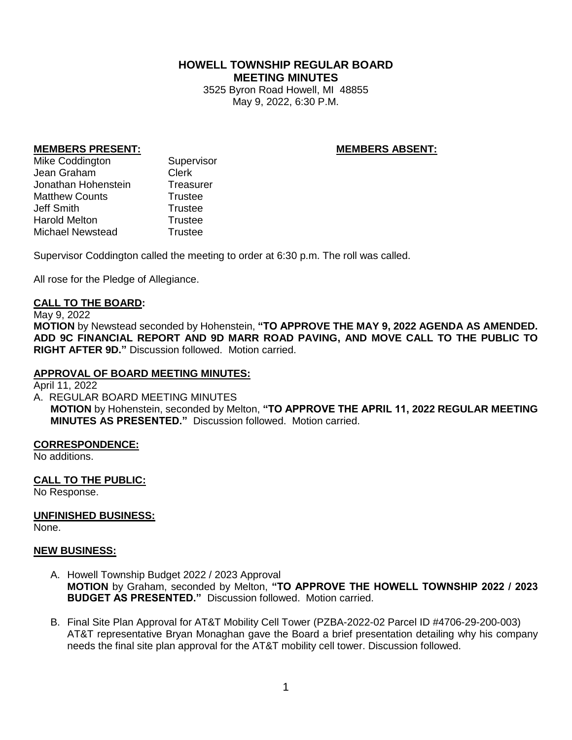# HOWELL TOWNSHIP REGULAR BOARD MEETING MINUTES

3525 Byron Road Howell, MI 48855
May 9, 2022, 6:30 P.M.

**MEMBERS PRESENT:**

| Name | Title |
|---|---|
| Mike Coddington | Supervisor |
| Jean Graham | Clerk |
| Jonathan Hohenstein | Treasurer |
| Matthew Counts | Trustee |
| Jeff Smith | Trustee |
| Harold Melton | Trustee |
| Michael Newstead | Trustee |

**MEMBERS ABSENT:**

Supervisor Coddington called the meeting to order at 6:30 p.m. The roll was called.

All rose for the Pledge of Allegiance.

**CALL TO THE BOARD:**

May 9, 2022

**MOTION** by Newstead seconded by Hohenstein, **"TO APPROVE THE MAY 9, 2022 AGENDA AS AMENDED. ADD 9C FINANCIAL REPORT AND 9D MARR ROAD PAVING, AND MOVE CALL TO THE PUBLIC TO RIGHT AFTER 9D."** Discussion followed. Motion carried.

**APPROVAL OF BOARD MEETING MINUTES:**

April 11, 2022

A. REGULAR BOARD MEETING MINUTES
**MOTION** by Hohenstein, seconded by Melton, **"TO APPROVE THE APRIL 11, 2022 REGULAR MEETING MINUTES AS PRESENTED."** Discussion followed. Motion carried.

**CORRESPONDENCE:**

No additions.

**CALL TO THE PUBLIC:**

No Response.

**UNFINISHED BUSINESS:**

None.

**NEW BUSINESS:**

A. Howell Township Budget 2022 / 2023 Approval
**MOTION** by Graham, seconded by Melton, **"TO APPROVE THE HOWELL TOWNSHIP 2022 / 2023 BUDGET AS PRESENTED."** Discussion followed. Motion carried.

B. Final Site Plan Approval for AT&T Mobility Cell Tower (PZBA-2022-02 Parcel ID #4706-29-200-003)
AT&T representative Bryan Monaghan gave the Board a brief presentation detailing why his company needs the final site plan approval for the AT&T mobility cell tower. Discussion followed.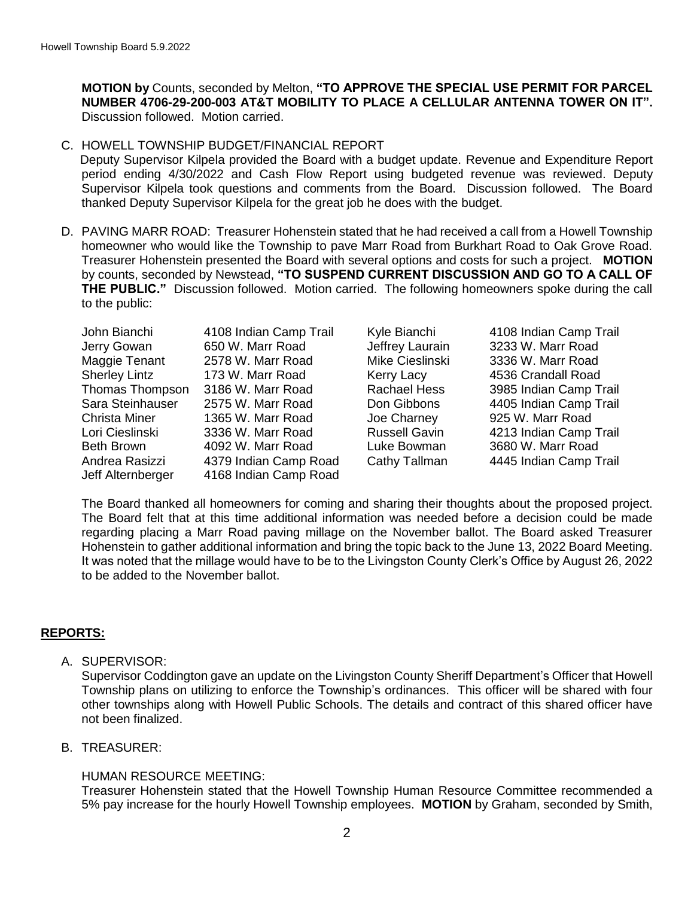**MOTION by** Counts, seconded by Melton, **"TO APPROVE THE SPECIAL USE PERMIT FOR PARCEL NUMBER 4706-29-200-003 AT&T MOBILITY TO PLACE A CELLULAR ANTENNA TOWER ON IT".** Discussion followed. Motion carried.

C. HOWELL TOWNSHIP BUDGET/FINANCIAL REPORT

Deputy Supervisor Kilpela provided the Board with a budget update. Revenue and Expenditure Report period ending 4/30/2022 and Cash Flow Report using budgeted revenue was reviewed. Deputy Supervisor Kilpela took questions and comments from the Board. Discussion followed. The Board thanked Deputy Supervisor Kilpela for the great job he does with the budget.

D. PAVING MARR ROAD: Treasurer Hohenstein stated that he had received a call from a Howell Township homeowner who would like the Township to pave Marr Road from Burkhart Road to Oak Grove Road. Treasurer Hohenstein presented the Board with several options and costs for such a project. **MOTION** by counts, seconded by Newstead, **"TO SUSPEND CURRENT DISCUSSION AND GO TO A CALL OF THE PUBLIC."** Discussion followed. Motion carried. The following homeowners spoke during the call to the public:

| | | | |
|---|---|---|---|
| John Bianchi | 4108 Indian Camp Trail | Kyle Bianchi | 4108 Indian Camp Trail |
| Jerry Gowan | 650 W. Marr Road | Jeffrey Laurain | 3233 W. Marr Road |
| Maggie Tenant | 2578 W. Marr Road | Mike Cieslinski | 3336 W. Marr Road |
| Sherley Lintz | 173 W. Marr Road | Kerry Lacy | 4536 Crandall Road |
| Thomas Thompson | 3186 W. Marr Road | Rachael Hess | 3985 Indian Camp Trail |
| Sara Steinhauser | 2575 W. Marr Road | Don Gibbons | 4405 Indian Camp Trail |
| Christa Miner | 1365 W. Marr Road | Joe Charney | 925 W. Marr Road |
| Lori Cieslinski | 3336 W. Marr Road | Russell Gavin | 4213 Indian Camp Trail |
| Beth Brown | 4092 W. Marr Road | Luke Bowman | 3680 W. Marr Road |
| Andrea Rasizzi | 4379 Indian Camp Road | Cathy Tallman | 4445 Indian Camp Trail |
| Jeff Alternberger | 4168 Indian Camp Road | | |

The Board thanked all homeowners for coming and sharing their thoughts about the proposed project. The Board felt that at this time additional information was needed before a decision could be made regarding placing a Marr Road paving millage on the November ballot. The Board asked Treasurer Hohenstein to gather additional information and bring the topic back to the June 13, 2022 Board Meeting. It was noted that the millage would have to be to the Livingston County Clerk's Office by August 26, 2022 to be added to the November ballot.

## REPORTS:

A. SUPERVISOR:

Supervisor Coddington gave an update on the Livingston County Sheriff Department's Officer that Howell Township plans on utilizing to enforce the Township's ordinances. This officer will be shared with four other townships along with Howell Public Schools. The details and contract of this shared officer have not been finalized.

B. TREASURER:

HUMAN RESOURCE MEETING:

Treasurer Hohenstein stated that the Howell Township Human Resource Committee recommended a 5% pay increase for the hourly Howell Township employees. **MOTION** by Graham, seconded by Smith,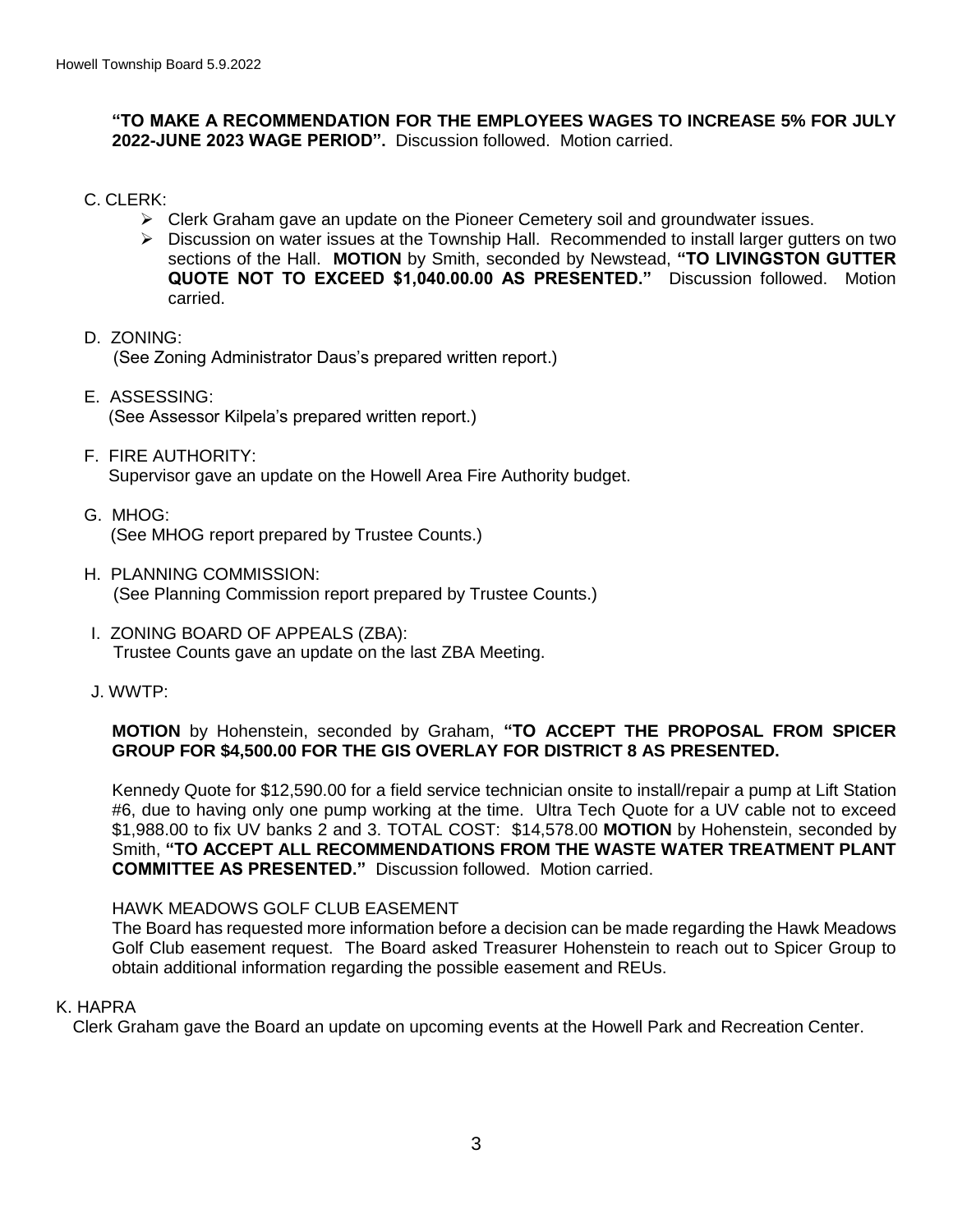**"TO MAKE A RECOMMENDATION FOR THE EMPLOYEES WAGES TO INCREASE 5% FOR JULY 2022-JUNE 2023 WAGE PERIOD".** Discussion followed. Motion carried.

C. CLERK:

- Clerk Graham gave an update on the Pioneer Cemetery soil and groundwater issues.
- Discussion on water issues at the Township Hall. Recommended to install larger gutters on two sections of the Hall. **MOTION** by Smith, seconded by Newstead, **"TO LIVINGSTON GUTTER QUOTE NOT TO EXCEED $1,040.00.00 AS PRESENTED."** Discussion followed. Motion carried.

D. ZONING:
(See Zoning Administrator Daus's prepared written report.)

E. ASSESSING:
(See Assessor Kilpela's prepared written report.)

F. FIRE AUTHORITY:
Supervisor gave an update on the Howell Area Fire Authority budget.

G. MHOG:
(See MHOG report prepared by Trustee Counts.)

H. PLANNING COMMISSION:
(See Planning Commission report prepared by Trustee Counts.)

I. ZONING BOARD OF APPEALS (ZBA):
Trustee Counts gave an update on the last ZBA Meeting.

J. WWTP:

**MOTION** by Hohenstein, seconded by Graham, **"TO ACCEPT THE PROPOSAL FROM SPICER GROUP FOR $4,500.00 FOR THE GIS OVERLAY FOR DISTRICT 8 AS PRESENTED.**

Kennedy Quote for $12,590.00 for a field service technician onsite to install/repair a pump at Lift Station #6, due to having only one pump working at the time. Ultra Tech Quote for a UV cable not to exceed $1,988.00 to fix UV banks 2 and 3. TOTAL COST: $14,578.00 **MOTION** by Hohenstein, seconded by Smith, **"TO ACCEPT ALL RECOMMENDATIONS FROM THE WASTE WATER TREATMENT PLANT COMMITTEE AS PRESENTED."** Discussion followed. Motion carried.

HAWK MEADOWS GOLF CLUB EASEMENT
The Board has requested more information before a decision can be made regarding the Hawk Meadows Golf Club easement request. The Board asked Treasurer Hohenstein to reach out to Spicer Group to obtain additional information regarding the possible easement and REUs.

K. HAPRA
Clerk Graham gave the Board an update on upcoming events at the Howell Park and Recreation Center.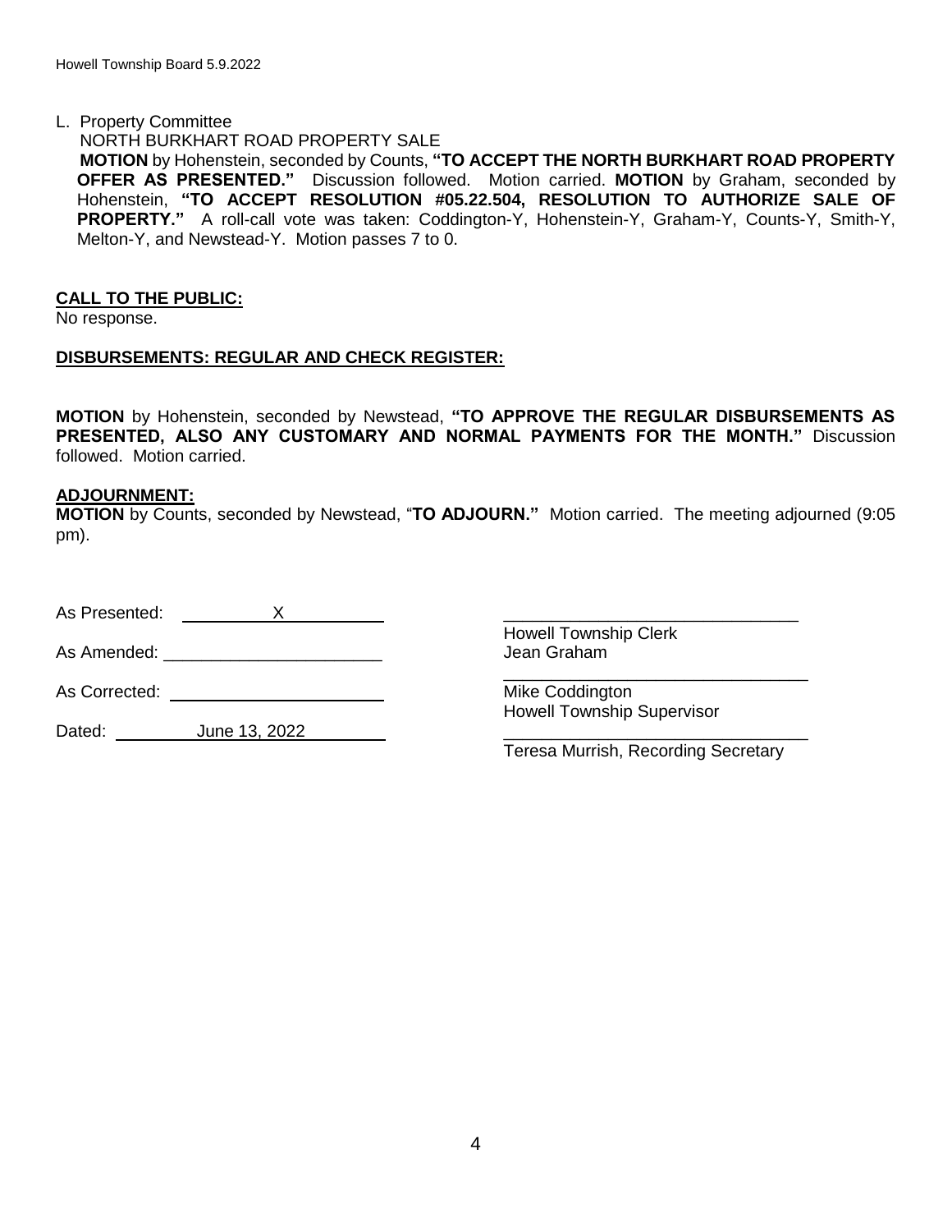L. Property Committee

NORTH BURKHART ROAD PROPERTY SALE

**MOTION** by Hohenstein, seconded by Counts, **"TO ACCEPT THE NORTH BURKHART ROAD PROPERTY OFFER AS PRESENTED."** Discussion followed. Motion carried. **MOTION** by Graham, seconded by Hohenstein, **"TO ACCEPT RESOLUTION #05.22.504, RESOLUTION TO AUTHORIZE SALE OF PROPERTY."** A roll-call vote was taken: Coddington-Y, Hohenstein-Y, Graham-Y, Counts-Y, Smith-Y, Melton-Y, and Newstead-Y. Motion passes 7 to 0.

**CALL TO THE PUBLIC:**

No response.

**DISBURSEMENTS: REGULAR AND CHECK REGISTER:**

**MOTION** by Hohenstein, seconded by Newstead, **"TO APPROVE THE REGULAR DISBURSEMENTS AS PRESENTED, ALSO ANY CUSTOMARY AND NORMAL PAYMENTS FOR THE MONTH."** Discussion followed. Motion carried.

**ADJOURNMENT:**

**MOTION** by Counts, seconded by Newstead, "**TO ADJOURN."** Motion carried. The meeting adjourned (9:05 pm).

As Presented: X

As Amended: _______________________

As Corrected: _______________________

Dated: June 13, 2022

_______________________________

Howell Township Clerk

Jean Graham

_______________________________

Mike Coddington

Howell Township Supervisor

_______________________________

Teresa Murrish, Recording Secretary